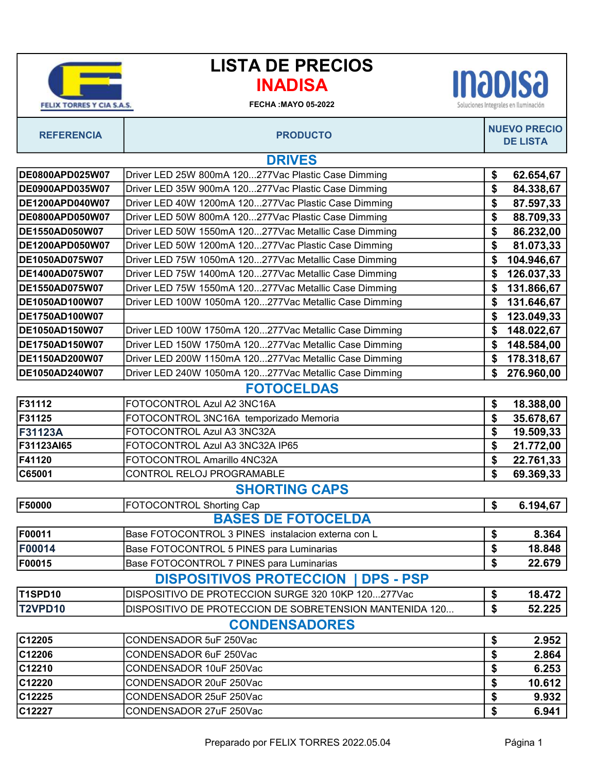FELIX TORRES Y CIA S.A.S.

# LISTA DE PRECIOS

## INADISA

**FECHA :MAYO 05-2022**

INADISA Soluciones Integrales en Iluminación

| REFERENCIA | PRODUCTO | NUEVO PRECIO DE LISTA |
|---|---|---|
| | **DRIVES** | |
| DE0800APD025W07 | Driver LED 25W 800mA 120...277Vac Plastic Case Dimming | $ 62.654,67 |
| DE0900APD035W07 | Driver LED 35W 900mA 120...277Vac Plastic Case Dimming | $ 84.338,67 |
| DE1200APD040W07 | Driver LED 40W 1200mA 120...277Vac Plastic Case Dimming | $ 87.597,33 |
| DE0800APD050W07 | Driver LED 50W 800mA 120...277Vac Plastic Case Dimming | $ 88.709,33 |
| DE1550AD050W07 | Driver LED 50W 1550mA 120...277Vac Metallic Case Dimming | $ 86.232,00 |
| DE1200APD050W07 | Driver LED 50W 1200mA 120...277Vac Plastic Case Dimming | $ 81.073,33 |
| DE1050AD075W07 | Driver LED 75W 1050mA 120...277Vac Metallic Case Dimming | $ 104.946,67 |
| DE1400AD075W07 | Driver LED 75W 1400mA 120...277Vac Metallic Case Dimming | $ 126.037,33 |
| DE1550AD075W07 | Driver LED 75W 1550mA 120...277Vac Metallic Case Dimming | $ 131.866,67 |
| DE1050AD100W07 | Driver LED 100W 1050mA 120...277Vac Metallic Case Dimming | $ 131.646,67 |
| DE1750AD100W07 | | $ 123.049,33 |
| DE1050AD150W07 | Driver LED 100W 1750mA 120...277Vac Metallic Case Dimming | $ 148.022,67 |
| DE1750AD150W07 | Driver LED 150W 1750mA 120...277Vac Metallic Case Dimming | $ 148.584,00 |
| DE1150AD200W07 | Driver LED 200W 1150mA 120...277Vac Metallic Case Dimming | $ 178.318,67 |
| DE1050AD240W07 | Driver LED 240W 1050mA 120...277Vac Metallic Case Dimming | $ 276.960,00 |
| | **FOTOCELDAS** | |
| F31112 | FOTOCONTROL Azul A2 3NC16A | $ 18.388,00 |
| F31125 | FOTOCONTROL 3NC16A temporizado Memoria | $ 35.678,67 |
| F31123A | FOTOCONTROL Azul A3 3NC32A | $ 19.509,33 |
| F31123AI65 | FOTOCONTROL Azul A3 3NC32A IP65 | $ 21.772,00 |
| F41120 | FOTOCONTROL Amarillo 4NC32A | $ 22.761,33 |
| C65001 | CONTROL RELOJ PROGRAMABLE | $ 69.369,33 |
| | **SHORTING CAPS** | |
| F50000 | FOTOCONTROL Shorting Cap | $ 6.194,67 |
| | **BASES DE FOTOCELDA** | |
| F00011 | Base FOTOCONTROL 3 PINES instalacion externa con L | $ 8.364 |
| F00014 | Base FOTOCONTROL 5 PINES para Luminarias | $ 18.848 |
| F00015 | Base FOTOCONTROL 7 PINES para Luminarias | $ 22.679 |
| | **DISPOSITIVOS PROTECCION \| DPS - PSP** | |
| T1SPD10 | DISPOSITIVO DE PROTECCION SURGE 320 10KP 120...277Vac | $ 18.472 |
| T2VPD10 | DISPOSITIVO DE PROTECCION DE SOBRETENSION MANTENIDA 120... | $ 52.225 |
| | **CONDENSADORES** | |
| C12205 | CONDENSADOR 5uF 250Vac | $ 2.952 |
| C12206 | CONDENSADOR 6uF 250Vac | $ 2.864 |
| C12210 | CONDENSADOR 10uF 250Vac | $ 6.253 |
| C12220 | CONDENSADOR 20uF 250Vac | $ 10.612 |
| C12225 | CONDENSADOR 25uF 250Vac | $ 9.932 |
| C12227 | CONDENSADOR 27uF 250Vac | $ 6.941 |

Preparado por FELIX TORRES 2022.05.04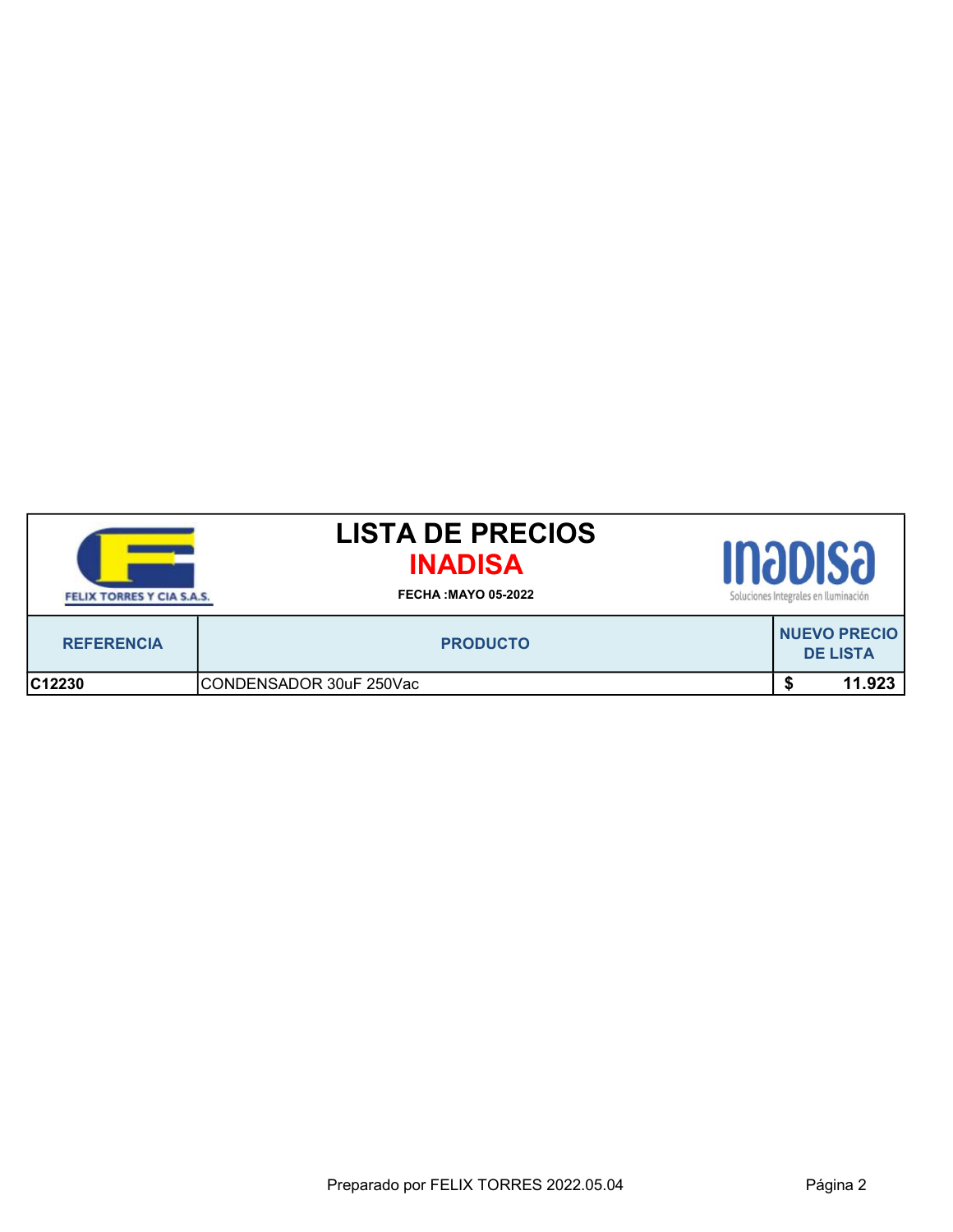# LISTA DE PRECIOS

## INADISA

FELIX TORRES Y CIA S.A.S.

**FECHA :MAYO 05-2022**

inadisa
Soluciones Integrales en Iluminación

| REFERENCIA | PRODUCTO | NUEVO PRECIO DE LISTA |
|---|---|---|
| **C12230** | CONDENSADOR 30uF 250Vac | **$ 11.923** |

Preparado por FELIX TORRES 2022.05.04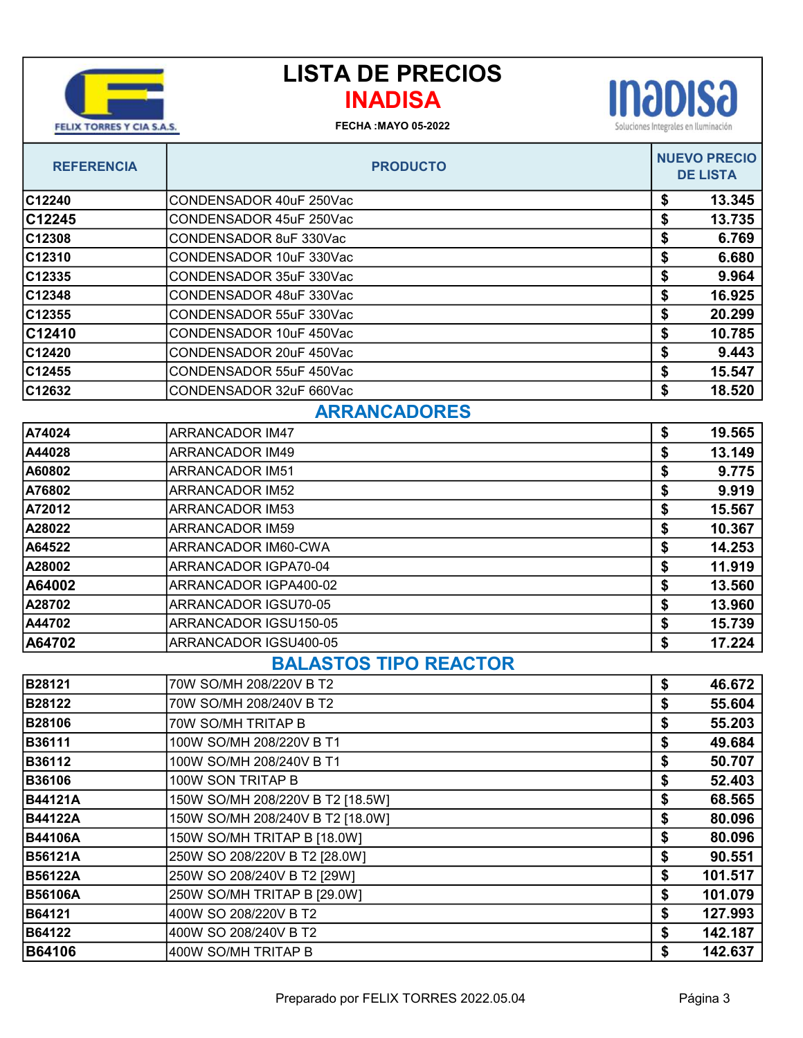# LISTA DE PRECIOS

## INADISA

**FECHA :MAYO 05-2022**

FELIX TORRES Y CIA S.A.S.

inadisa — Soluciones Integrales en Iluminación

| REFERENCIA | PRODUCTO | NUEVO PRECIO DE LISTA |
|---|---|---|
| C12240 | CONDENSADOR 40uF 250Vac | $ 13.345 |
| C12245 | CONDENSADOR 45uF 250Vac | $ 13.735 |
| C12308 | CONDENSADOR 8uF 330Vac | $ 6.769 |
| C12310 | CONDENSADOR 10uF 330Vac | $ 6.680 |
| C12335 | CONDENSADOR 35uF 330Vac | $ 9.964 |
| C12348 | CONDENSADOR 48uF 330Vac | $ 16.925 |
| C12355 | CONDENSADOR 55uF 330Vac | $ 20.299 |
| C12410 | CONDENSADOR 10uF 450Vac | $ 10.785 |
| C12420 | CONDENSADOR 20uF 450Vac | $ 9.443 |
| C12455 | CONDENSADOR 55uF 450Vac | $ 15.547 |
| C12632 | CONDENSADOR 32uF 660Vac | $ 18.520 |
| | **ARRANCADORES** | |
| A74024 | ARRANCADOR IM47 | $ 19.565 |
| A44028 | ARRANCADOR IM49 | $ 13.149 |
| A60802 | ARRANCADOR IM51 | $ 9.775 |
| A76802 | ARRANCADOR IM52 | $ 9.919 |
| A72012 | ARRANCADOR IM53 | $ 15.567 |
| A28022 | ARRANCADOR IM59 | $ 10.367 |
| A64522 | ARRANCADOR IM60-CWA | $ 14.253 |
| A28002 | ARRANCADOR IGPA70-04 | $ 11.919 |
| A64002 | ARRANCADOR IGPA400-02 | $ 13.560 |
| A28702 | ARRANCADOR IGSU70-05 | $ 13.960 |
| A44702 | ARRANCADOR IGSU150-05 | $ 15.739 |
| A64702 | ARRANCADOR IGSU400-05 | $ 17.224 |
| | **BALASTOS TIPO REACTOR** | |
| B28121 | 70W SO/MH 208/220V B T2 | $ 46.672 |
| B28122 | 70W SO/MH 208/240V B T2 | $ 55.604 |
| B28106 | 70W SO/MH TRITAP B | $ 55.203 |
| B36111 | 100W SO/MH 208/220V B T1 | $ 49.684 |
| B36112 | 100W SO/MH 208/240V B T1 | $ 50.707 |
| B36106 | 100W SON TRITAP B | $ 52.403 |
| B44121A | 150W SO/MH 208/220V B T2 [18.5W] | $ 68.565 |
| B44122A | 150W SO/MH 208/240V B T2 [18.0W] | $ 80.096 |
| B44106A | 150W SO/MH TRITAP B [18.0W] | $ 80.096 |
| B56121A | 250W SO 208/220V B T2 [28.0W] | $ 90.551 |
| B56122A | 250W SO 208/240V B T2 [29W] | $ 101.517 |
| B56106A | 250W SO/MH TRITAP B [29.0W] | $ 101.079 |
| B64121 | 400W SO 208/220V B T2 | $ 127.993 |
| B64122 | 400W SO 208/240V B T2 | $ 142.187 |
| B64106 | 400W SO/MH TRITAP B | $ 142.637 |

Preparado por FELIX TORRES 2022.05.04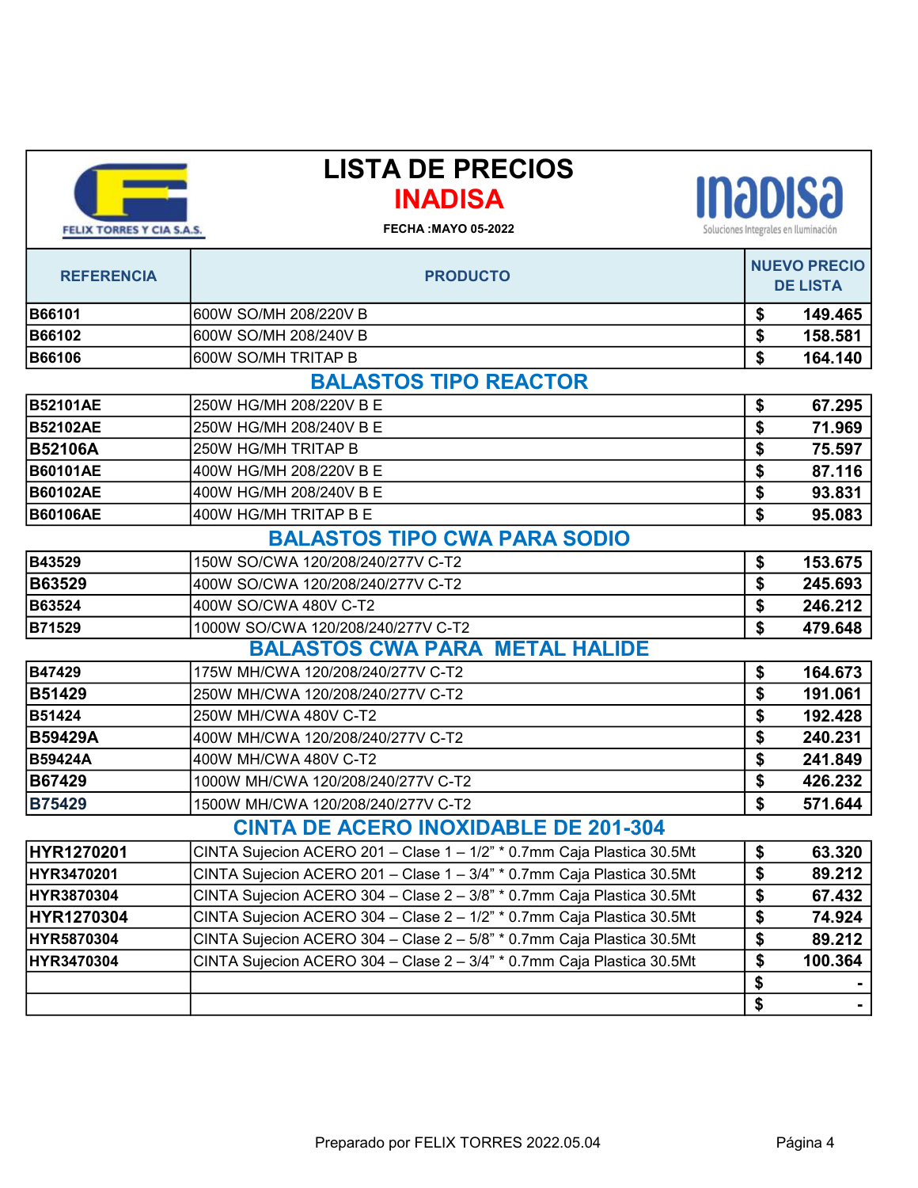# LISTA DE PRECIOS
## INADISA

**FECHA :MAYO 05-2022**

FELIX TORRES Y CIA S.A.S.

Soluciones Integrales en Iluminación

| REFERENCIA | PRODUCTO | NUEVO PRECIO DE LISTA |
|---|---|---|
| B66101 | 600W SO/MH 208/220V B | $ 149.465 |
| B66102 | 600W SO/MH 208/240V B | $ 158.581 |
| B66106 | 600W SO/MH TRITAP B | $ 164.140 |
| | **BALASTOS TIPO REACTOR** | |
| B52101AE | 250W HG/MH 208/220V B E | $ 67.295 |
| B52102AE | 250W HG/MH 208/240V B E | $ 71.969 |
| B52106A | 250W HG/MH TRITAP B | $ 75.597 |
| B60101AE | 400W HG/MH 208/220V B E | $ 87.116 |
| B60102AE | 400W HG/MH 208/240V B E | $ 93.831 |
| B60106AE | 400W HG/MH TRITAP B E | $ 95.083 |
| | **BALASTOS TIPO CWA PARA SODIO** | |
| B43529 | 150W SO/CWA 120/208/240/277V C-T2 | $ 153.675 |
| B63529 | 400W SO/CWA 120/208/240/277V C-T2 | $ 245.693 |
| B63524 | 400W SO/CWA 480V C-T2 | $ 246.212 |
| B71529 | 1000W SO/CWA 120/208/240/277V C-T2 | $ 479.648 |
| | **BALASTOS CWA PARA METAL HALIDE** | |
| B47429 | 175W MH/CWA 120/208/240/277V C-T2 | $ 164.673 |
| B51429 | 250W MH/CWA 120/208/240/277V C-T2 | $ 191.061 |
| B51424 | 250W MH/CWA 480V C-T2 | $ 192.428 |
| B59429A | 400W MH/CWA 120/208/240/277V C-T2 | $ 240.231 |
| B59424A | 400W MH/CWA 480V C-T2 | $ 241.849 |
| B67429 | 1000W MH/CWA 120/208/240/277V C-T2 | $ 426.232 |
| B75429 | 1500W MH/CWA 120/208/240/277V C-T2 | $ 571.644 |
| | **CINTA DE ACERO INOXIDABLE DE 201-304** | |
| HYR1270201 | CINTA Sujecion ACERO 201 – Clase 1 – 1/2" * 0.7mm Caja Plastica 30.5Mt | $ 63.320 |
| HYR3470201 | CINTA Sujecion ACERO 201 – Clase 1 – 3/4" * 0.7mm Caja Plastica 30.5Mt | $ 89.212 |
| HYR3870304 | CINTA Sujecion ACERO 304 – Clase 2 – 3/8" * 0.7mm Caja Plastica 30.5Mt | $ 67.432 |
| HYR1270304 | CINTA Sujecion ACERO 304 – Clase 2 – 1/2" * 0.7mm Caja Plastica 30.5Mt | $ 74.924 |
| HYR5870304 | CINTA Sujecion ACERO 304 – Clase 2 – 5/8" * 0.7mm Caja Plastica 30.5Mt | $ 89.212 |
| HYR3470304 | CINTA Sujecion ACERO 304 – Clase 2 – 3/4" * 0.7mm Caja Plastica 30.5Mt | $ 100.364 |
| | | $ - |
| | | $ - |

Preparado por FELIX TORRES 2022.05.04